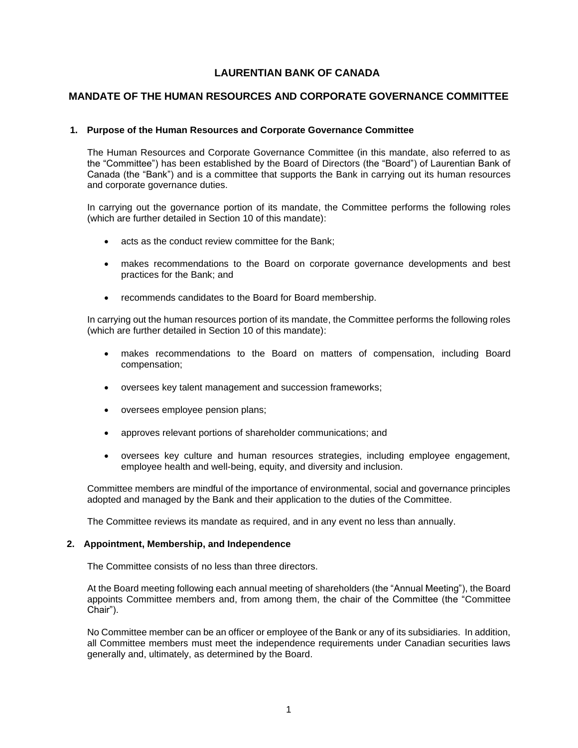# LAURENTIAN BANK OF CANADA

## MANDATE OF THE HUMAN RESOURCES AND CORPORATE GOVERNANCE COMMITTEE

### 1. Purpose of the Human Resources and Corporate Governance Committee

The Human Resources and Corporate Governance Committee (in this mandate, also referred to as the "Committee") has been established by the Board of Directors (the "Board") of Laurentian Bank of Canada (the "Bank") and is a committee that supports the Bank in carrying out its human resources and corporate governance duties.

In carrying out the governance portion of its mandate, the Committee performs the following roles (which are further detailed in Section 10 of this mandate):

- acts as the conduct review committee for the Bank;
- makes recommendations to the Board on corporate governance developments and best practices for the Bank; and
- recommends candidates to the Board for Board membership.

In carrying out the human resources portion of its mandate, the Committee performs the following roles (which are further detailed in Section 10 of this mandate):

- makes recommendations to the Board on matters of compensation, including Board compensation;
- oversees key talent management and succession frameworks;
- oversees employee pension plans;
- approves relevant portions of shareholder communications; and
- oversees key culture and human resources strategies, including employee engagement, employee health and well-being, equity, and diversity and inclusion.

Committee members are mindful of the importance of environmental, social and governance principles adopted and managed by the Bank and their application to the duties of the Committee.

The Committee reviews its mandate as required, and in any event no less than annually.

### 2. Appointment, Membership, and Independence

The Committee consists of no less than three directors.

At the Board meeting following each annual meeting of shareholders (the "Annual Meeting"), the Board appoints Committee members and, from among them, the chair of the Committee (the "Committee Chair").

No Committee member can be an officer or employee of the Bank or any of its subsidiaries. In addition, all Committee members must meet the independence requirements under Canadian securities laws generally and, ultimately, as determined by the Board.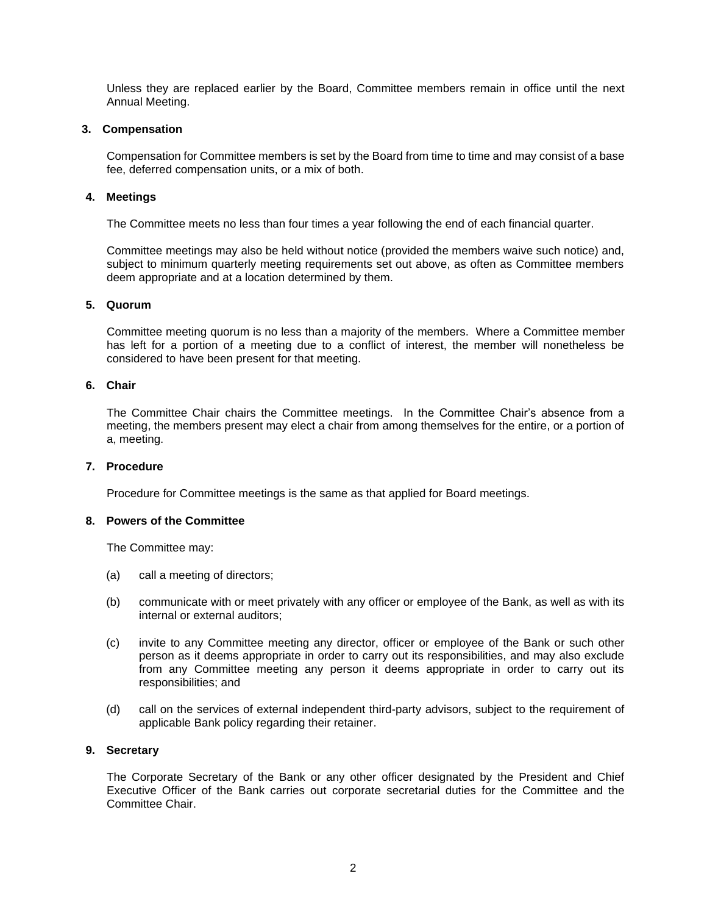Unless they are replaced earlier by the Board, Committee members remain in office until the next Annual Meeting.

### 3. Compensation

Compensation for Committee members is set by the Board from time to time and may consist of a base fee, deferred compensation units, or a mix of both.

### 4. Meetings

The Committee meets no less than four times a year following the end of each financial quarter.

Committee meetings may also be held without notice (provided the members waive such notice) and, subject to minimum quarterly meeting requirements set out above, as often as Committee members deem appropriate and at a location determined by them.

### 5. Quorum

Committee meeting quorum is no less than a majority of the members. Where a Committee member has left for a portion of a meeting due to a conflict of interest, the member will nonetheless be considered to have been present for that meeting.

### 6. Chair

The Committee Chair chairs the Committee meetings. In the Committee Chair's absence from a meeting, the members present may elect a chair from among themselves for the entire, or a portion of a, meeting.

### 7. Procedure

Procedure for Committee meetings is the same as that applied for Board meetings.

### 8. Powers of the Committee

The Committee may:

(a) call a meeting of directors;

(b) communicate with or meet privately with any officer or employee of the Bank, as well as with its internal or external auditors;

(c) invite to any Committee meeting any director, officer or employee of the Bank or such other person as it deems appropriate in order to carry out its responsibilities, and may also exclude from any Committee meeting any person it deems appropriate in order to carry out its responsibilities; and

(d) call on the services of external independent third-party advisors, subject to the requirement of applicable Bank policy regarding their retainer.

### 9. Secretary

The Corporate Secretary of the Bank or any other officer designated by the President and Chief Executive Officer of the Bank carries out corporate secretarial duties for the Committee and the Committee Chair.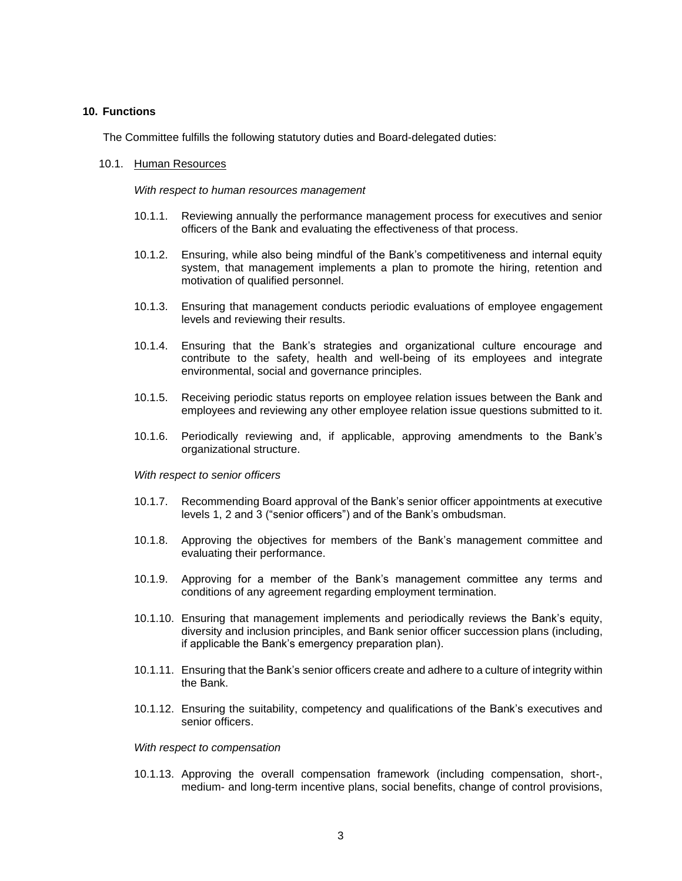## 10. Functions

The Committee fulfills the following statutory duties and Board-delegated duties:

### 10.1. Human Resources

*With respect to human resources management*

10.1.1. Reviewing annually the performance management process for executives and senior officers of the Bank and evaluating the effectiveness of that process.

10.1.2. Ensuring, while also being mindful of the Bank's competitiveness and internal equity system, that management implements a plan to promote the hiring, retention and motivation of qualified personnel.

10.1.3. Ensuring that management conducts periodic evaluations of employee engagement levels and reviewing their results.

10.1.4. Ensuring that the Bank's strategies and organizational culture encourage and contribute to the safety, health and well-being of its employees and integrate environmental, social and governance principles.

10.1.5. Receiving periodic status reports on employee relation issues between the Bank and employees and reviewing any other employee relation issue questions submitted to it.

10.1.6. Periodically reviewing and, if applicable, approving amendments to the Bank's organizational structure.

*With respect to senior officers*

10.1.7. Recommending Board approval of the Bank's senior officer appointments at executive levels 1, 2 and 3 ("senior officers") and of the Bank's ombudsman.

10.1.8. Approving the objectives for members of the Bank's management committee and evaluating their performance.

10.1.9. Approving for a member of the Bank's management committee any terms and conditions of any agreement regarding employment termination.

10.1.10. Ensuring that management implements and periodically reviews the Bank's equity, diversity and inclusion principles, and Bank senior officer succession plans (including, if applicable the Bank's emergency preparation plan).

10.1.11. Ensuring that the Bank's senior officers create and adhere to a culture of integrity within the Bank.

10.1.12. Ensuring the suitability, competency and qualifications of the Bank's executives and senior officers.

*With respect to compensation*

10.1.13. Approving the overall compensation framework (including compensation, short-, medium- and long-term incentive plans, social benefits, change of control provisions,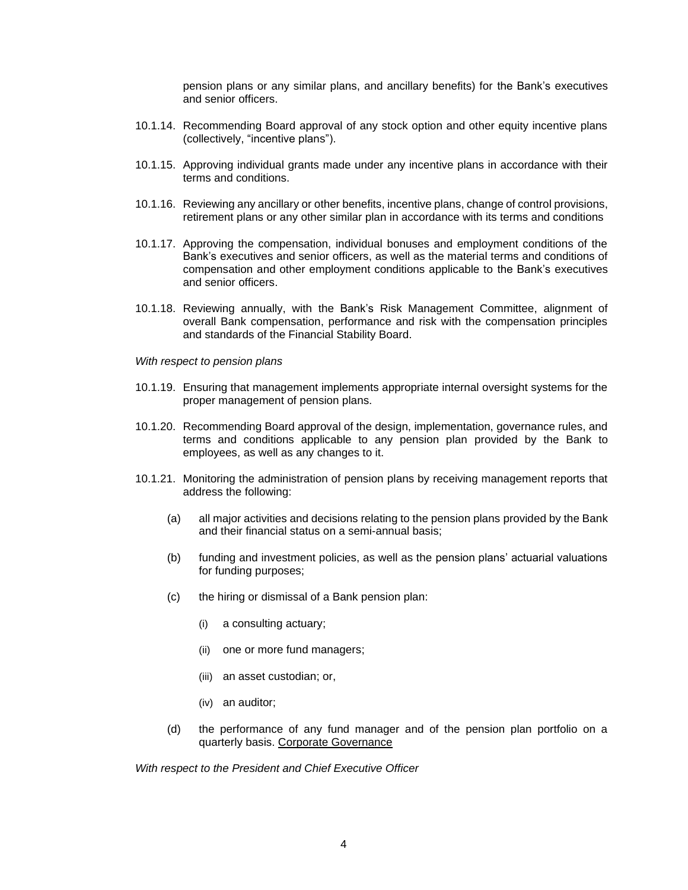pension plans or any similar plans, and ancillary benefits) for the Bank's executives and senior officers.

10.1.14. Recommending Board approval of any stock option and other equity incentive plans (collectively, "incentive plans").

10.1.15. Approving individual grants made under any incentive plans in accordance with their terms and conditions.

10.1.16. Reviewing any ancillary or other benefits, incentive plans, change of control provisions, retirement plans or any other similar plan in accordance with its terms and conditions

10.1.17. Approving the compensation, individual bonuses and employment conditions of the Bank's executives and senior officers, as well as the material terms and conditions of compensation and other employment conditions applicable to the Bank's executives and senior officers.

10.1.18. Reviewing annually, with the Bank's Risk Management Committee, alignment of overall Bank compensation, performance and risk with the compensation principles and standards of the Financial Stability Board.

*With respect to pension plans*

10.1.19. Ensuring that management implements appropriate internal oversight systems for the proper management of pension plans.

10.1.20. Recommending Board approval of the design, implementation, governance rules, and terms and conditions applicable to any pension plan provided by the Bank to employees, as well as any changes to it.

10.1.21. Monitoring the administration of pension plans by receiving management reports that address the following:

(a) all major activities and decisions relating to the pension plans provided by the Bank and their financial status on a semi-annual basis;

(b) funding and investment policies, as well as the pension plans' actuarial valuations for funding purposes;

(c) the hiring or dismissal of a Bank pension plan:

(i) a consulting actuary;

(ii) one or more fund managers;

(iii) an asset custodian; or,

(iv) an auditor;

(d) the performance of any fund manager and of the pension plan portfolio on a quarterly basis. Corporate Governance

*With respect to the President and Chief Executive Officer*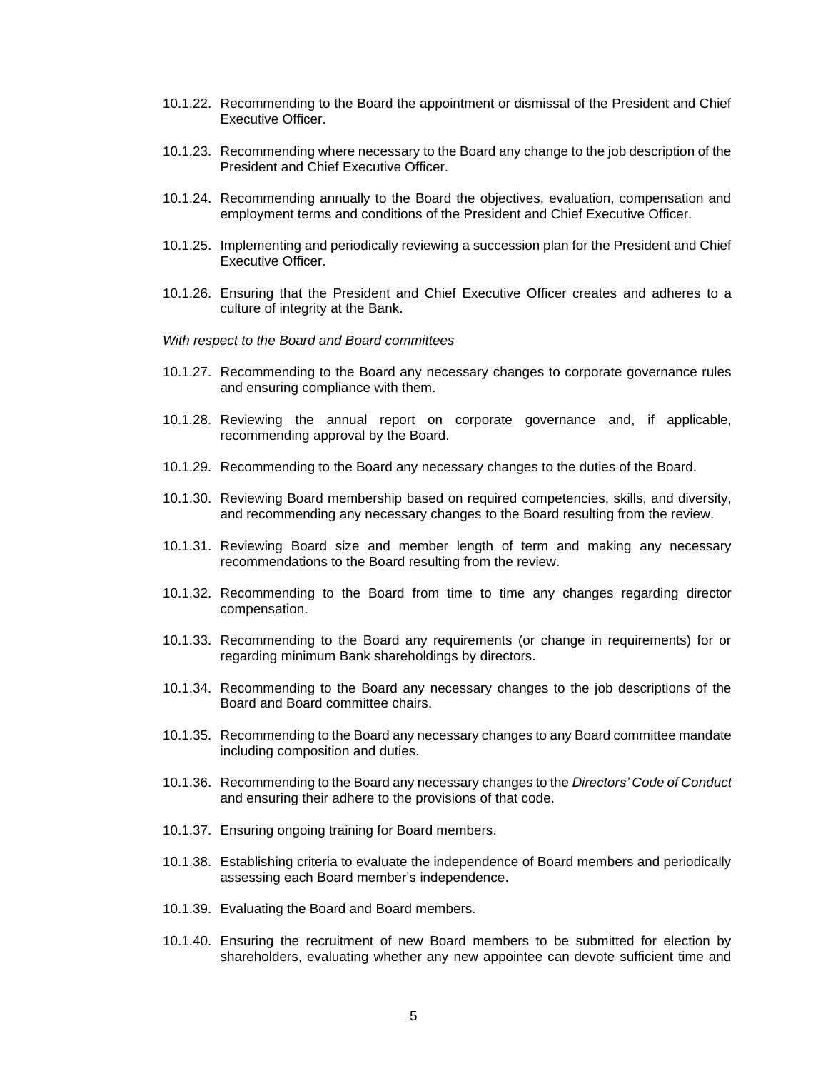10.1.22. Recommending to the Board the appointment or dismissal of the President and Chief Executive Officer.

10.1.23. Recommending where necessary to the Board any change to the job description of the President and Chief Executive Officer.

10.1.24. Recommending annually to the Board the objectives, evaluation, compensation and employment terms and conditions of the President and Chief Executive Officer.

10.1.25. Implementing and periodically reviewing a succession plan for the President and Chief Executive Officer.

10.1.26. Ensuring that the President and Chief Executive Officer creates and adheres to a culture of integrity at the Bank.

*With respect to the Board and Board committees*

10.1.27. Recommending to the Board any necessary changes to corporate governance rules and ensuring compliance with them.

10.1.28. Reviewing the annual report on corporate governance and, if applicable, recommending approval by the Board.

10.1.29. Recommending to the Board any necessary changes to the duties of the Board.

10.1.30. Reviewing Board membership based on required competencies, skills, and diversity, and recommending any necessary changes to the Board resulting from the review.

10.1.31. Reviewing Board size and member length of term and making any necessary recommendations to the Board resulting from the review.

10.1.32. Recommending to the Board from time to time any changes regarding director compensation.

10.1.33. Recommending to the Board any requirements (or change in requirements) for or regarding minimum Bank shareholdings by directors.

10.1.34. Recommending to the Board any necessary changes to the job descriptions of the Board and Board committee chairs.

10.1.35. Recommending to the Board any necessary changes to any Board committee mandate including composition and duties.

10.1.36. Recommending to the Board any necessary changes to the *Directors' Code of Conduct* and ensuring their adhere to the provisions of that code.

10.1.37. Ensuring ongoing training for Board members.

10.1.38. Establishing criteria to evaluate the independence of Board members and periodically assessing each Board member's independence.

10.1.39. Evaluating the Board and Board members.

10.1.40. Ensuring the recruitment of new Board members to be submitted for election by shareholders, evaluating whether any new appointee can devote sufficient time and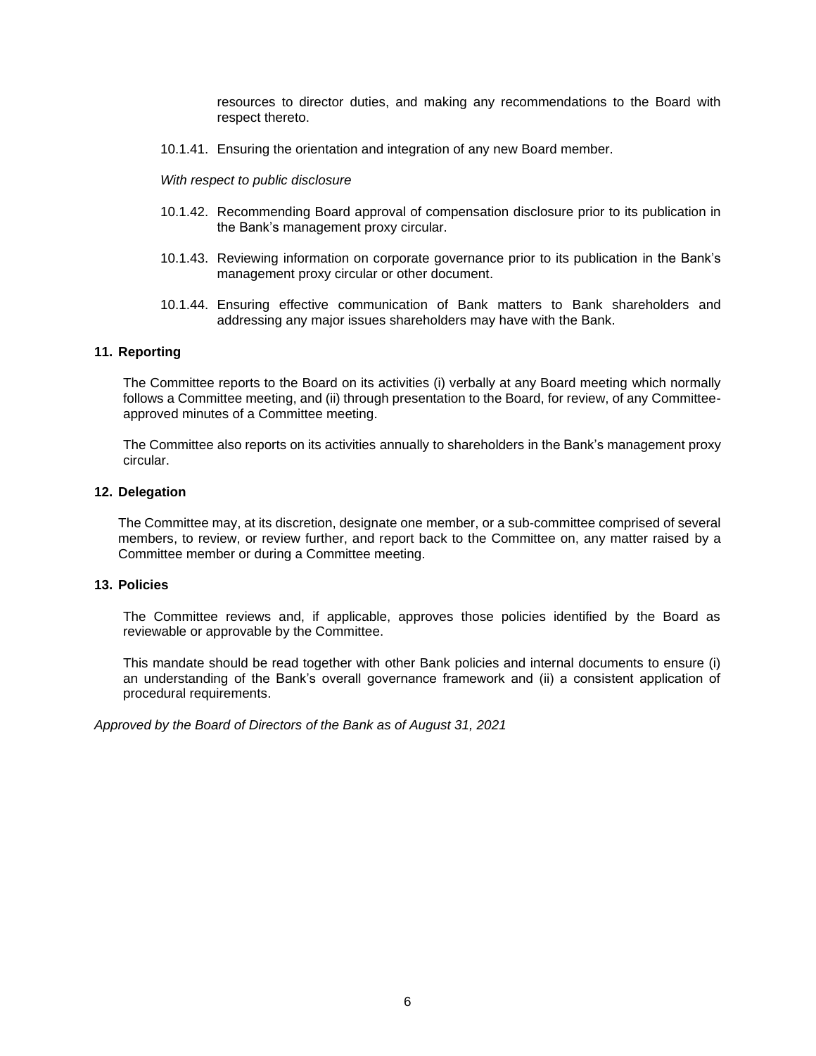resources to director duties, and making any recommendations to the Board with respect thereto.

10.1.41. Ensuring the orientation and integration of any new Board member.

*With respect to public disclosure*

10.1.42. Recommending Board approval of compensation disclosure prior to its publication in the Bank's management proxy circular.

10.1.43. Reviewing information on corporate governance prior to its publication in the Bank's management proxy circular or other document.

10.1.44. Ensuring effective communication of Bank matters to Bank shareholders and addressing any major issues shareholders may have with the Bank.

## 11. Reporting

The Committee reports to the Board on its activities (i) verbally at any Board meeting which normally follows a Committee meeting, and (ii) through presentation to the Board, for review, of any Committee-approved minutes of a Committee meeting.

The Committee also reports on its activities annually to shareholders in the Bank's management proxy circular.

## 12. Delegation

The Committee may, at its discretion, designate one member, or a sub-committee comprised of several members, to review, or review further, and report back to the Committee on, any matter raised by a Committee member or during a Committee meeting.

## 13. Policies

The Committee reviews and, if applicable, approves those policies identified by the Board as reviewable or approvable by the Committee.

This mandate should be read together with other Bank policies and internal documents to ensure (i) an understanding of the Bank's overall governance framework and (ii) a consistent application of procedural requirements.

*Approved by the Board of Directors of the Bank as of August 31, 2021*